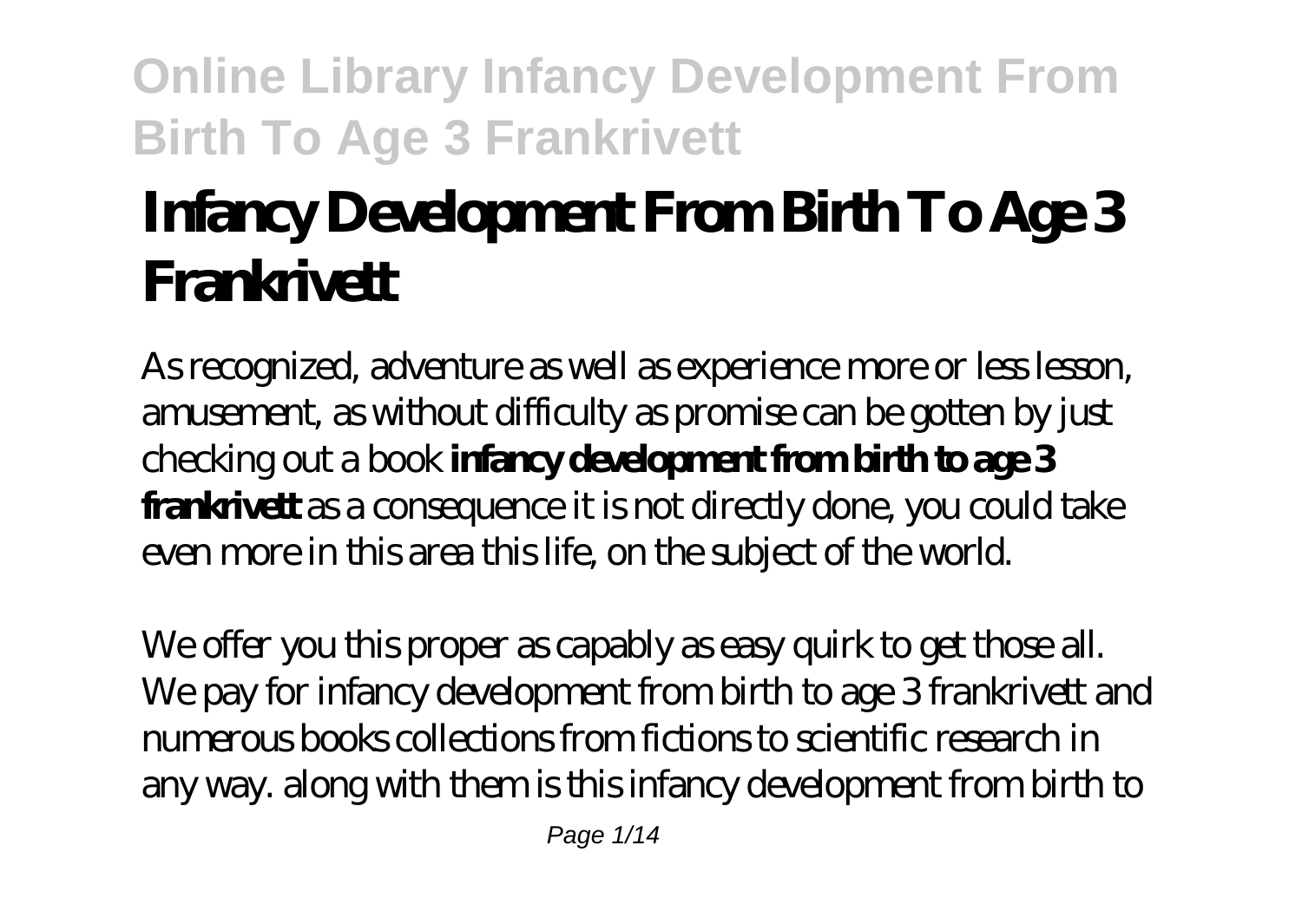# Infancy Development From Birth To Age 3 Frankrivett

As recognized, adventure as well as experience more or less lesson, amusement, as without difficulty as promise can be gotten by just checking out a book **infancy development from birth to age 3 frankrivett** as a consequence it is not directly done, you could take even more in this area this life, on the subject of the world.

We offer you this proper as capably as easy quirk to get those all. We pay for infancy development from birth to age 3 frankrivett and numerous books collections from fictions to scientific research in any way. along with them is this infancy development from birth to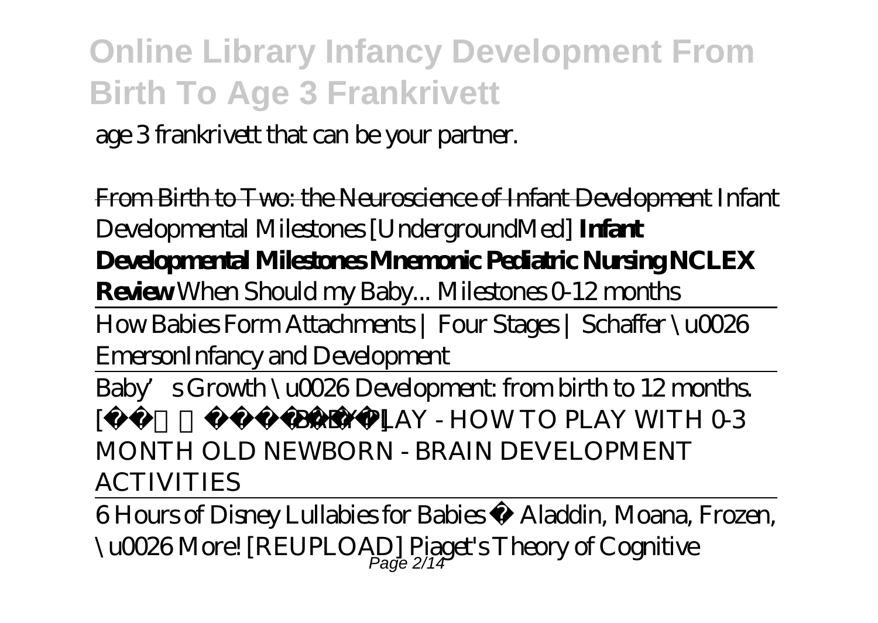age 3 frankrivett that can be your partner.

~~From Birth to Two: the Neuroscience of Infant Development~~ *Infant Developmental Milestones [UndergroundMed]* **Infant Developmental Milestones Mnemonic Pediatric Nursing NCLEX Review** *When Should my Baby... Milestones 0-12 months*

How Babies Form Attachments | Four Stages | Schaffer \u0026 Emerson*Infancy and Development*

Baby's Growth \u0026 Development: from birth to 12 months. [ ] *BABY PLAY - HOW TO PLAY WITH 0-3 MONTH OLD NEWBORN - BRAIN DEVELOPMENT ACTIVITIES*

6 Hours of Disney Lullabies for Babies ♫ Aladdin, Moana, Frozen, \u0026 More! [REUPLOAD] *Piaget's Theory of Cognitive*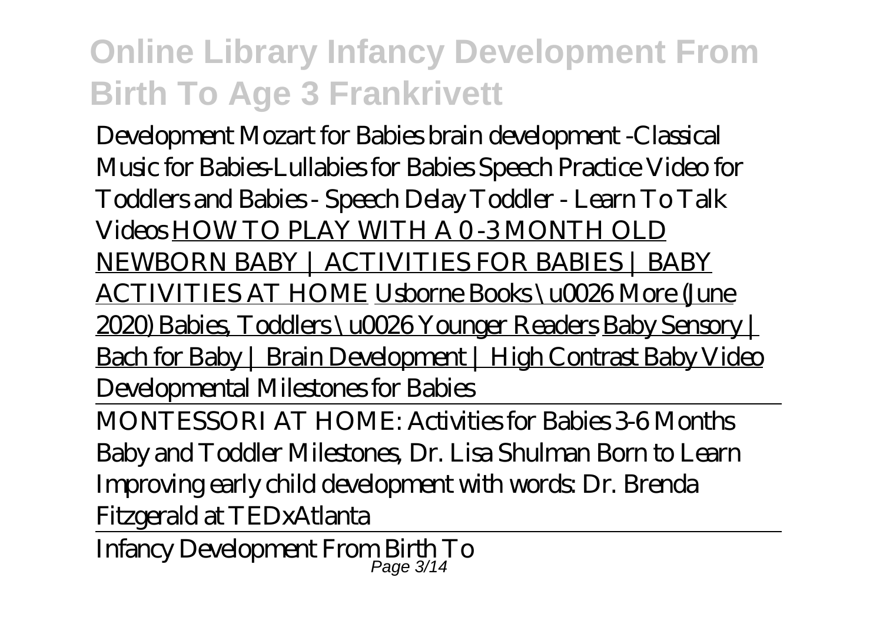*Development* *Mozart for Babies brain development -Classical Music for Babies-Lullabies for Babies* *Speech Practice Video for Toddlers and Babies - Speech Delay Toddler - Learn To Talk Videos* HOW TO PLAY WITH A 0 -3 MONTH OLD NEWBORN BABY | ACTIVITIES FOR BABIES | BABY ACTIVITIES AT HOME Usborne Books \u0026 More (June 2020) Babies, Toddlers \u0026 Younger Readers Baby Sensory | Bach for Baby | Brain Development | High Contrast Baby Video *Developmental Milestones for Babies*

MONTESSORI AT HOME: Activities for Babies 3-6 Months

*Baby and Toddler Milestones, Dr. Lisa Shulman* *Born to Learn* *Improving early child development with words: Dr. Brenda Fitzgerald at TEDxAtlanta*

Infancy Development From Birth To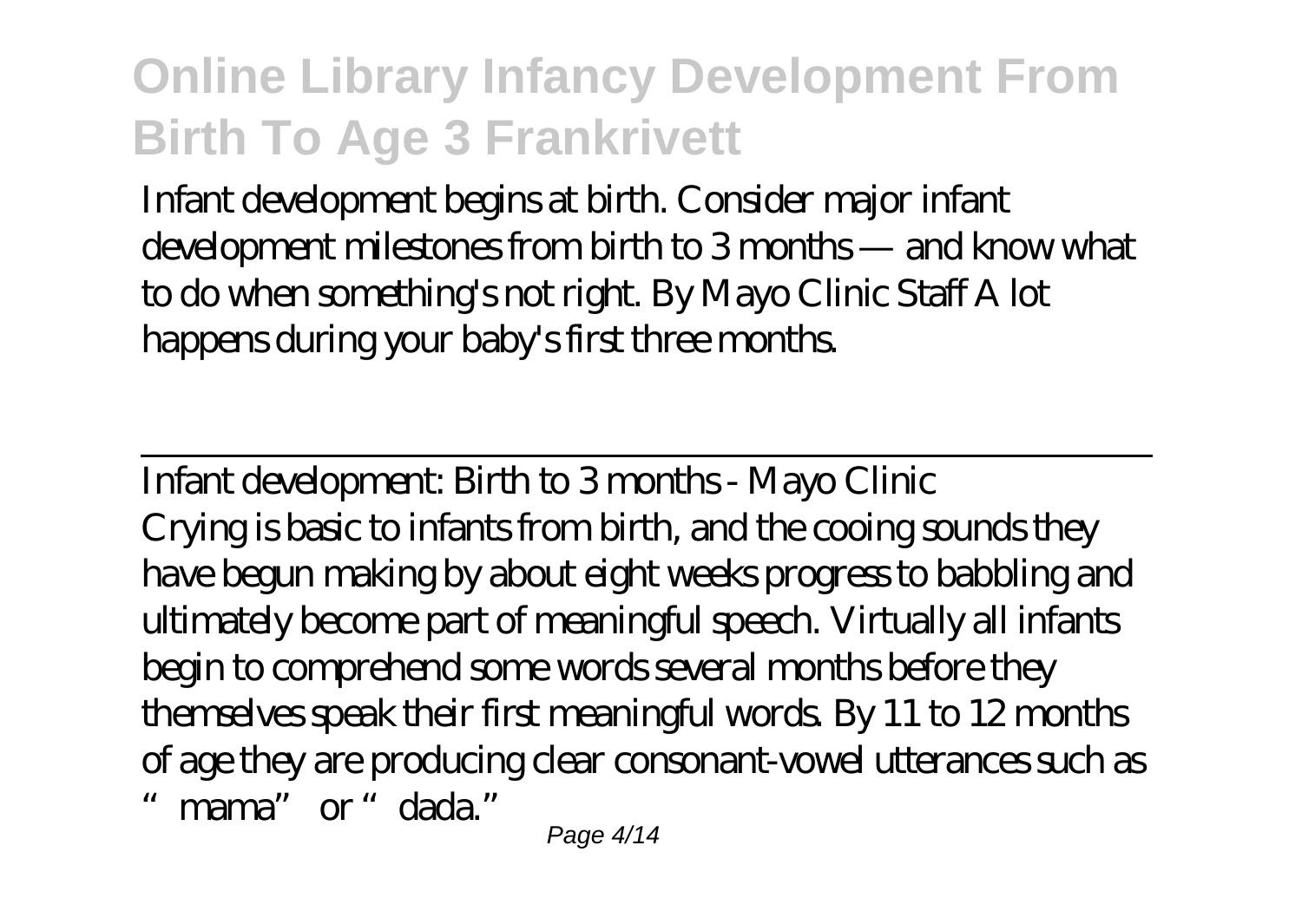Infant development begins at birth. Consider major infant development milestones from birth to 3 months — and know what to do when something's not right. By Mayo Clinic Staff A lot happens during your baby's first three months.

## Infant development: Birth to 3 months - Mayo Clinic

Crying is basic to infants from birth, and the cooing sounds they have begun making by about eight weeks progress to babbling and ultimately become part of meaningful speech. Virtually all infants begin to comprehend some words several months before they themselves speak their first meaningful words. By 11 to 12 months of age they are producing clear consonant-vowel utterances such as "mama" or "dada."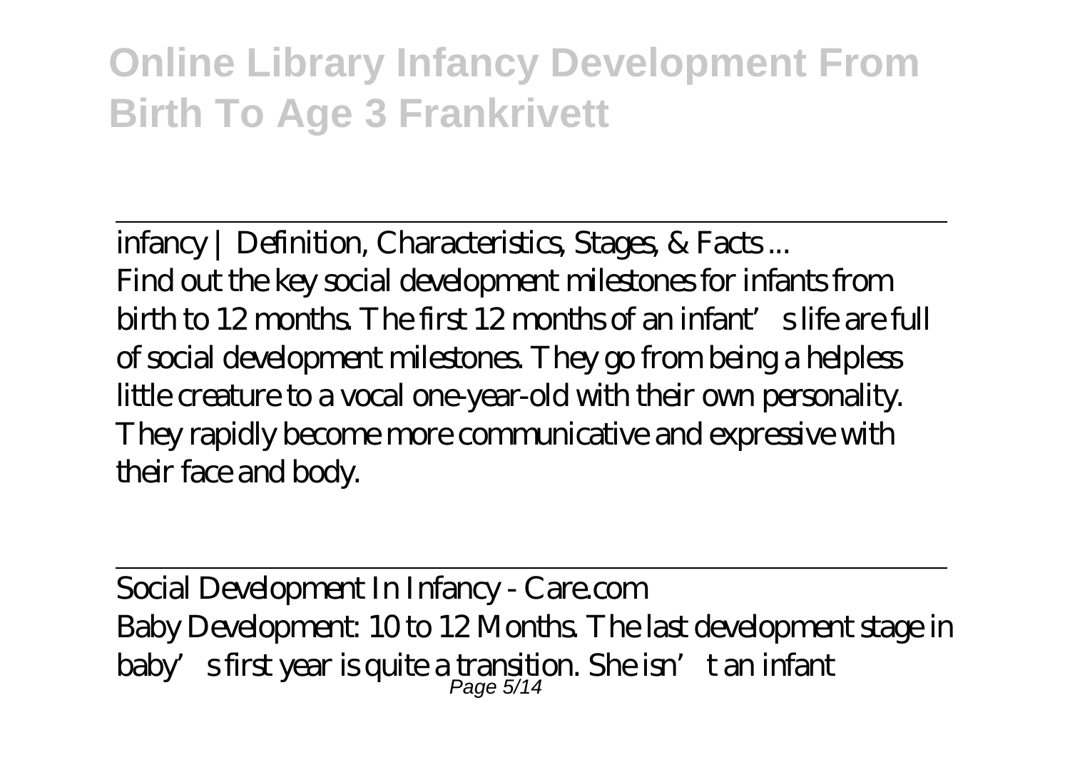infancy | Definition, Characteristics, Stages, & Facts ...

Find out the key social development milestones for infants from birth to 12 months. The first 12 months of an infant's life are full of social development milestones. They go from being a helpless little creature to a vocal one-year-old with their own personality. They rapidly become more communicative and expressive with their face and body.

Social Development In Infancy - Care.com

Baby Development: 10 to 12 Months. The last development stage in baby's first year is quite a transition. She isn't an infant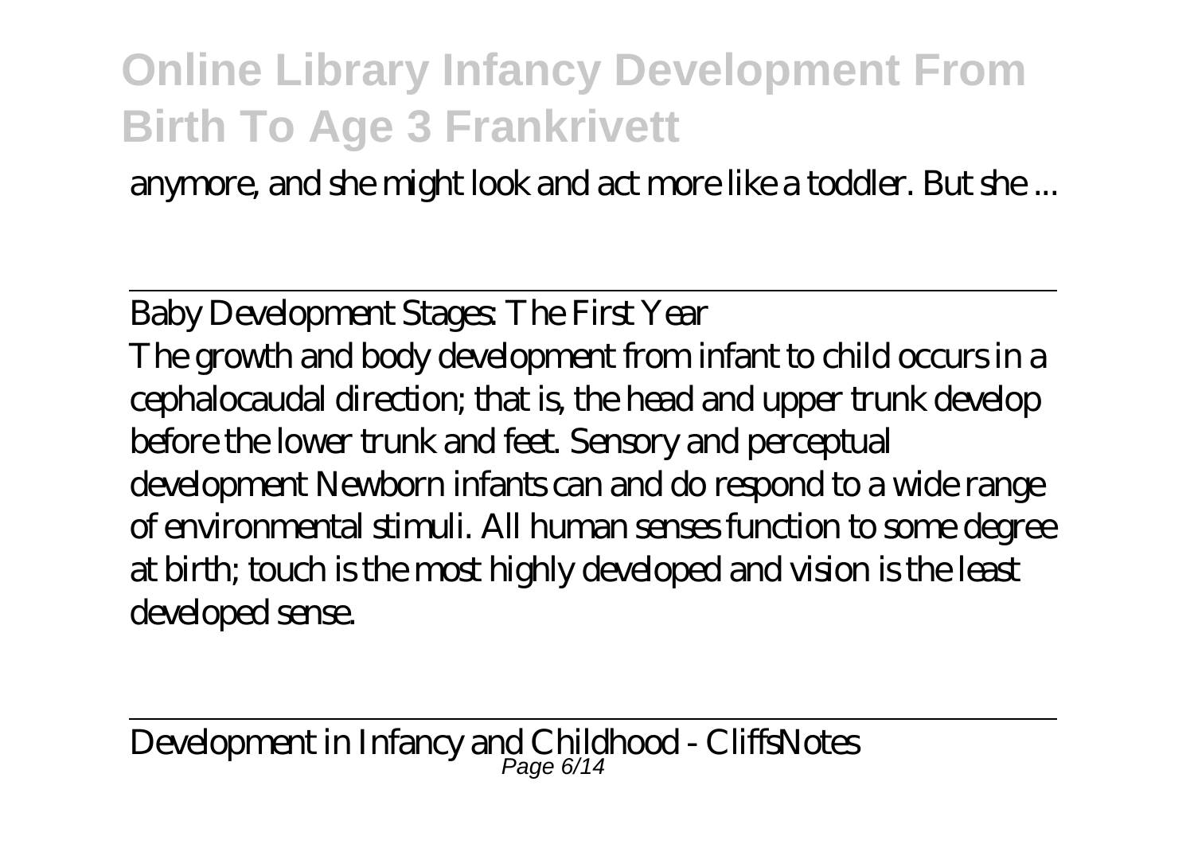anymore, and she might look and act more like a toddler. But she ...

Baby Development Stages: The First Year

The growth and body development from infant to child occurs in a cephalocaudal direction; that is, the head and upper trunk develop before the lower trunk and feet. Sensory and perceptual development Newborn infants can and do respond to a wide range of environmental stimuli. All human senses function to some degree at birth; touch is the most highly developed and vision is the least developed sense.

Development in Infancy and Childhood - CliffsNotes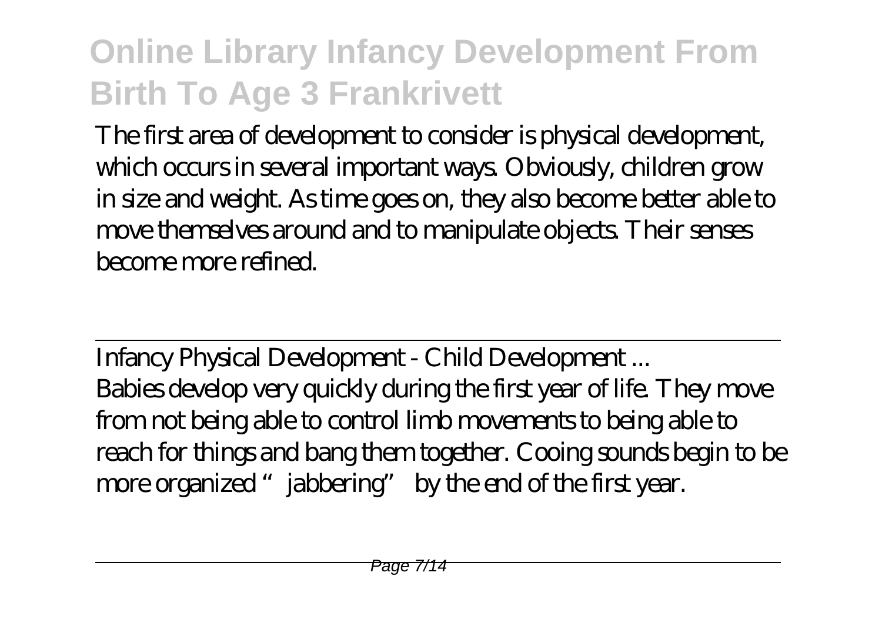The first area of development to consider is physical development, which occurs in several important ways. Obviously, children grow in size and weight. As time goes on, they also become better able to move themselves around and to manipulate objects. Their senses become more refined.

Infancy Physical Development - Child Development ...

Babies develop very quickly during the first year of life. They move from not being able to control limb movements to being able to reach for things and bang them together. Cooing sounds begin to be more organized "jabbering" by the end of the first year.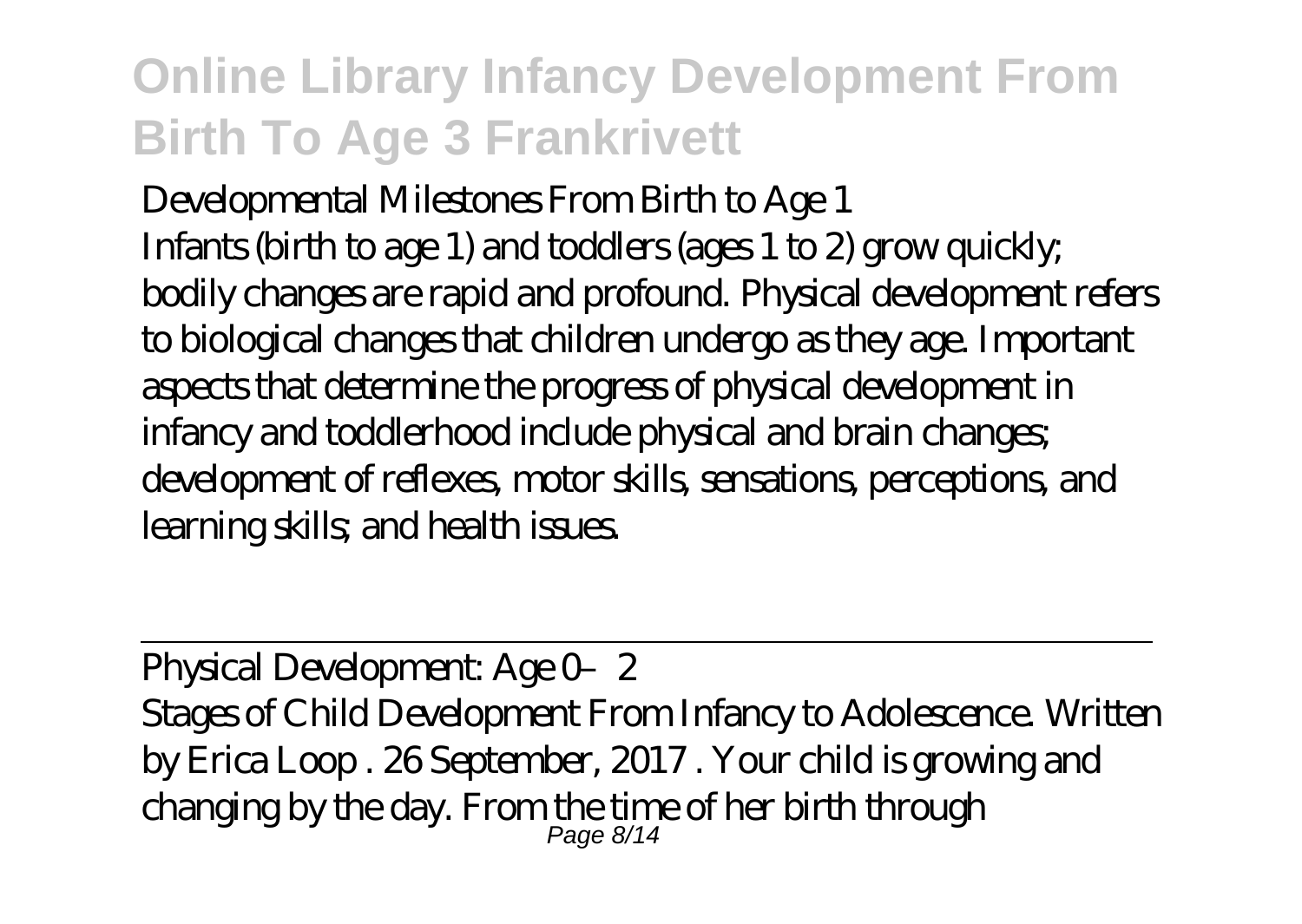Developmental Milestones From Birth to Age 1

Infants (birth to age 1) and toddlers (ages 1 to 2) grow quickly; bodily changes are rapid and profound. Physical development refers to biological changes that children undergo as they age. Important aspects that determine the progress of physical development in infancy and toddlerhood include physical and brain changes; development of reflexes, motor skills, sensations, perceptions, and learning skills; and health issues.

---

Physical Development: Age 0–2

Stages of Child Development From Infancy to Adolescence. Written by Erica Loop . 26 September, 2017 . Your child is growing and changing by the day. From the time of her birth through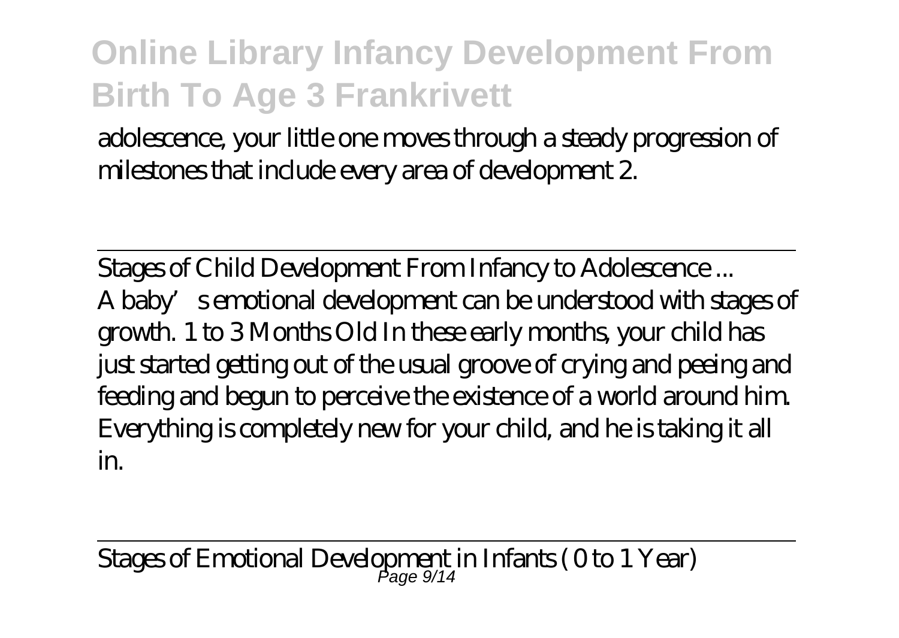adolescence, your little one moves through a steady progression of milestones that include every area of development 2.

Stages of Child Development From Infancy to Adolescence ...

A baby's emotional development can be understood with stages of growth. 1 to 3 Months Old In these early months, your child has just started getting out of the usual groove of crying and peeing and feeding and begun to perceive the existence of a world around him. Everything is completely new for your child, and he is taking it all in.

Stages of Emotional Development in Infants ( 0 to 1 Year)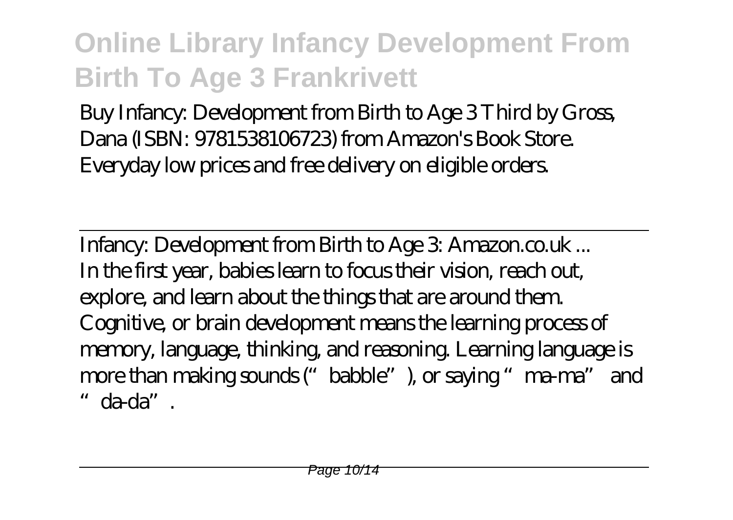Buy Infancy: Development from Birth to Age 3 Third by Gross, Dana (ISBN: 9781538106723) from Amazon's Book Store. Everyday low prices and free delivery on eligible orders.

Infancy: Development from Birth to Age 3: Amazon.co.uk ...

In the first year, babies learn to focus their vision, reach out, explore, and learn about the things that are around them. Cognitive, or brain development means the learning process of memory, language, thinking, and reasoning. Learning language is more than making sounds ("babble"), or saying "ma-ma" and "da-da".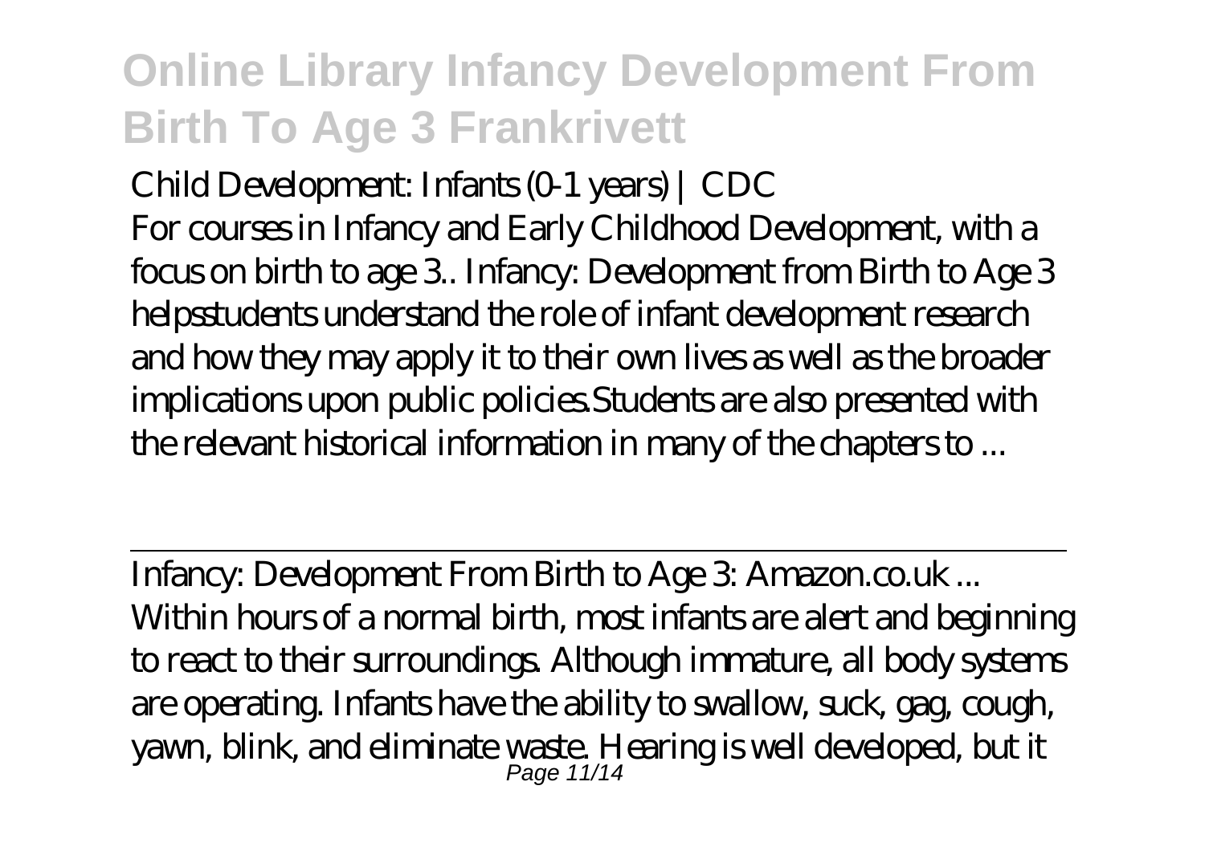Child Development: Infants (0-1 years) | CDC

For courses in Infancy and Early Childhood Development, with a focus on birth to age 3.. Infancy: Development from Birth to Age 3 helpsstudents understand the role of infant development research and how they may apply it to their own lives as well as the broader implications upon public policies.Students are also presented with the relevant historical information in many of the chapters to ...

Infancy: Development From Birth to Age 3: Amazon.co.uk ...

Within hours of a normal birth, most infants are alert and beginning to react to their surroundings. Although immature, all body systems are operating. Infants have the ability to swallow, suck, gag, cough, yawn, blink, and eliminate waste. Hearing is well developed, but it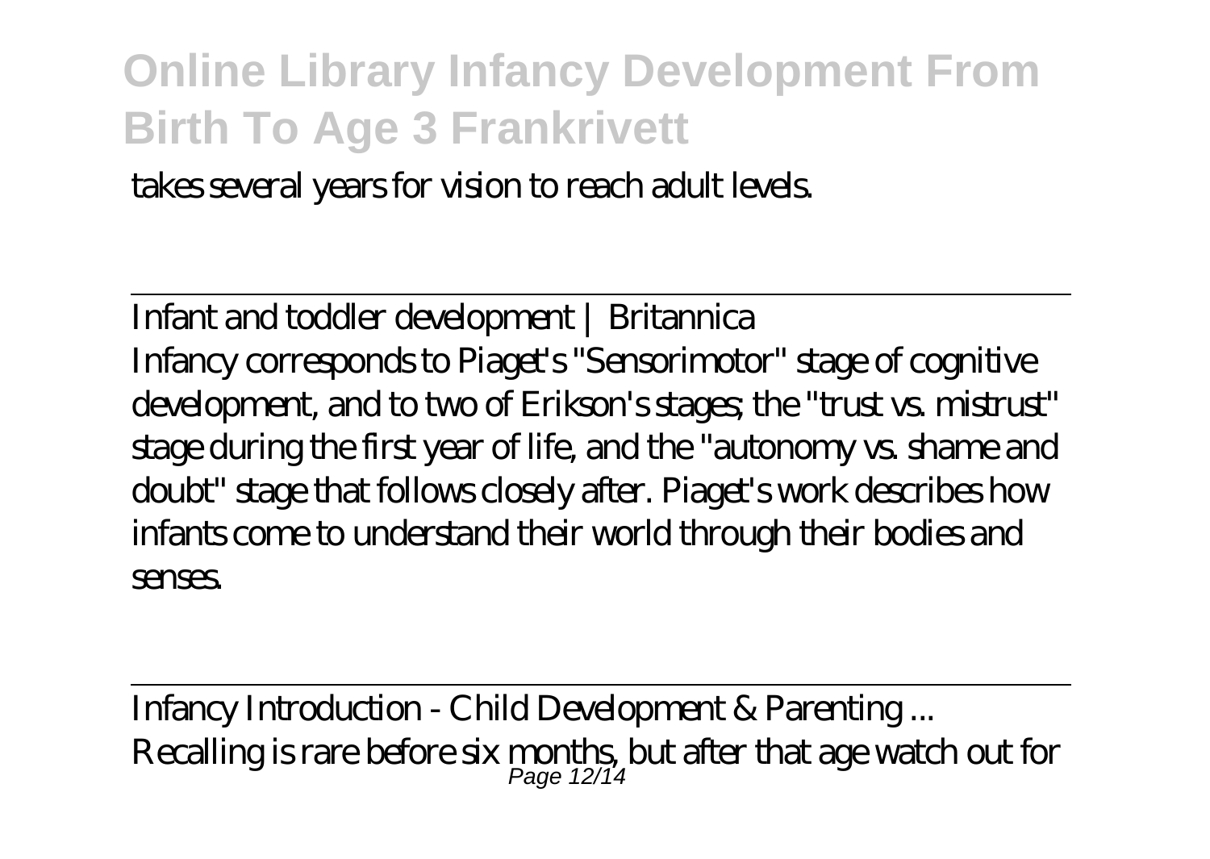takes several years for vision to reach adult levels.

---

Infant and toddler development | Britannica

Infancy corresponds to Piaget's "Sensorimotor" stage of cognitive development, and to two of Erikson's stages; the "trust vs. mistrust" stage during the first year of life, and the "autonomy vs. shame and doubt" stage that follows closely after. Piaget's work describes how infants come to understand their world through their bodies and senses.

---

Infancy Introduction - Child Development & Parenting ...

Recalling is rare before six months, but after that age watch out for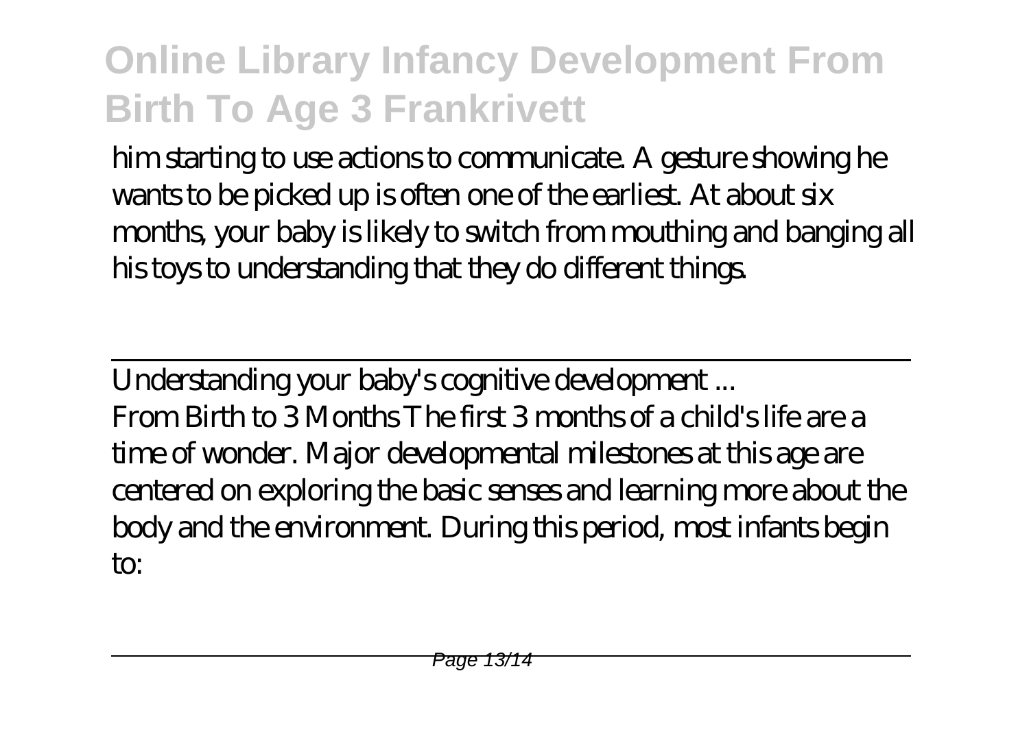him starting to use actions to communicate. A gesture showing he wants to be picked up is often one of the earliest. At about six months, your baby is likely to switch from mouthing and banging all his toys to understanding that they do different things.

---

Understanding your baby's cognitive development ...

From Birth to 3 Months The first 3 months of a child's life are a time of wonder. Major developmental milestones at this age are centered on exploring the basic senses and learning more about the body and the environment. During this period, most infants begin to:

---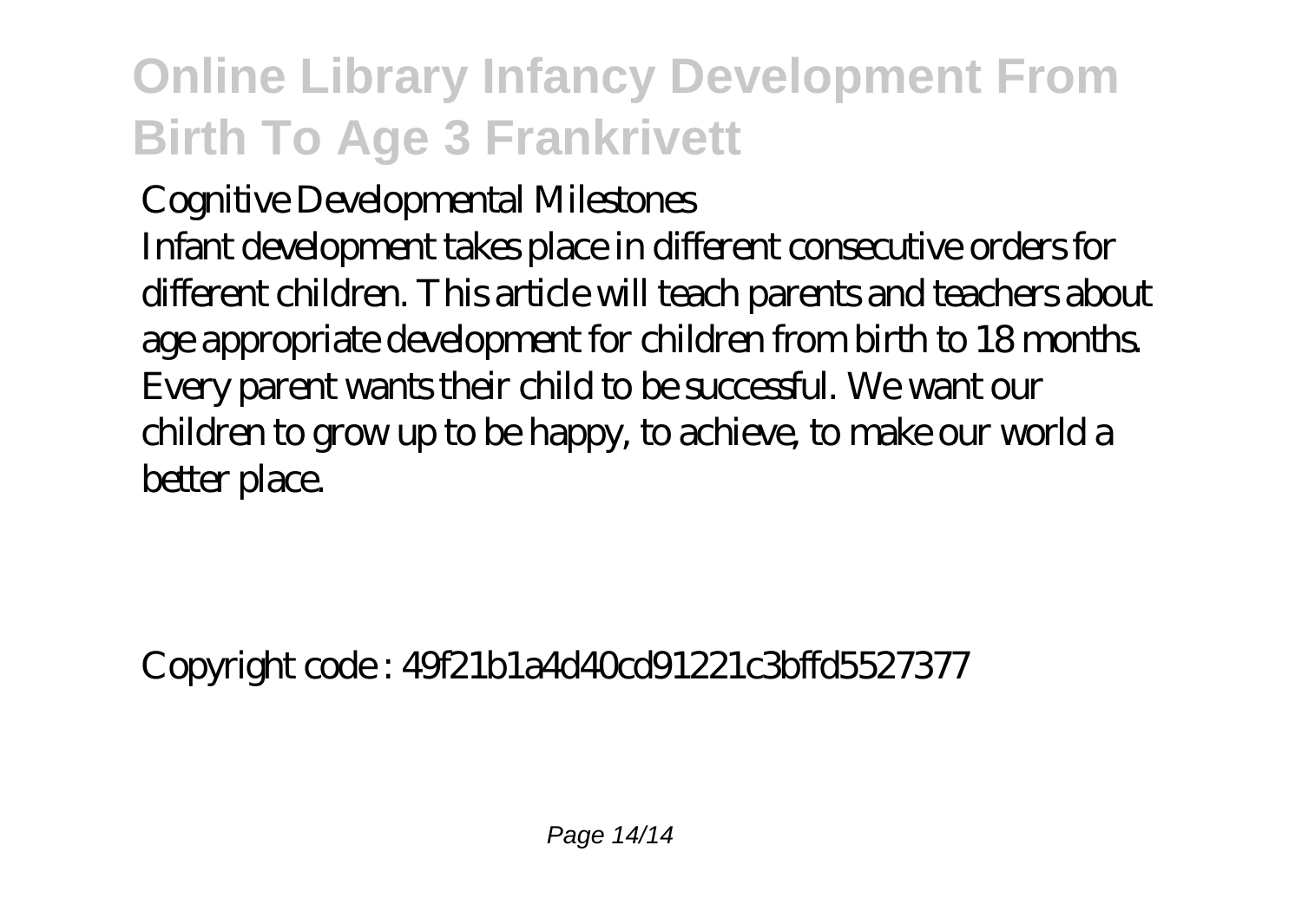Cognitive Developmental Milestones

Infant development takes place in different consecutive orders for different children. This article will teach parents and teachers about age appropriate development for children from birth to 18 months. Every parent wants their child to be successful. We want our children to grow up to be happy, to achieve, to make our world a better place.

Copyright code : 49f21b1a4d40cd91221c3bffd5527377